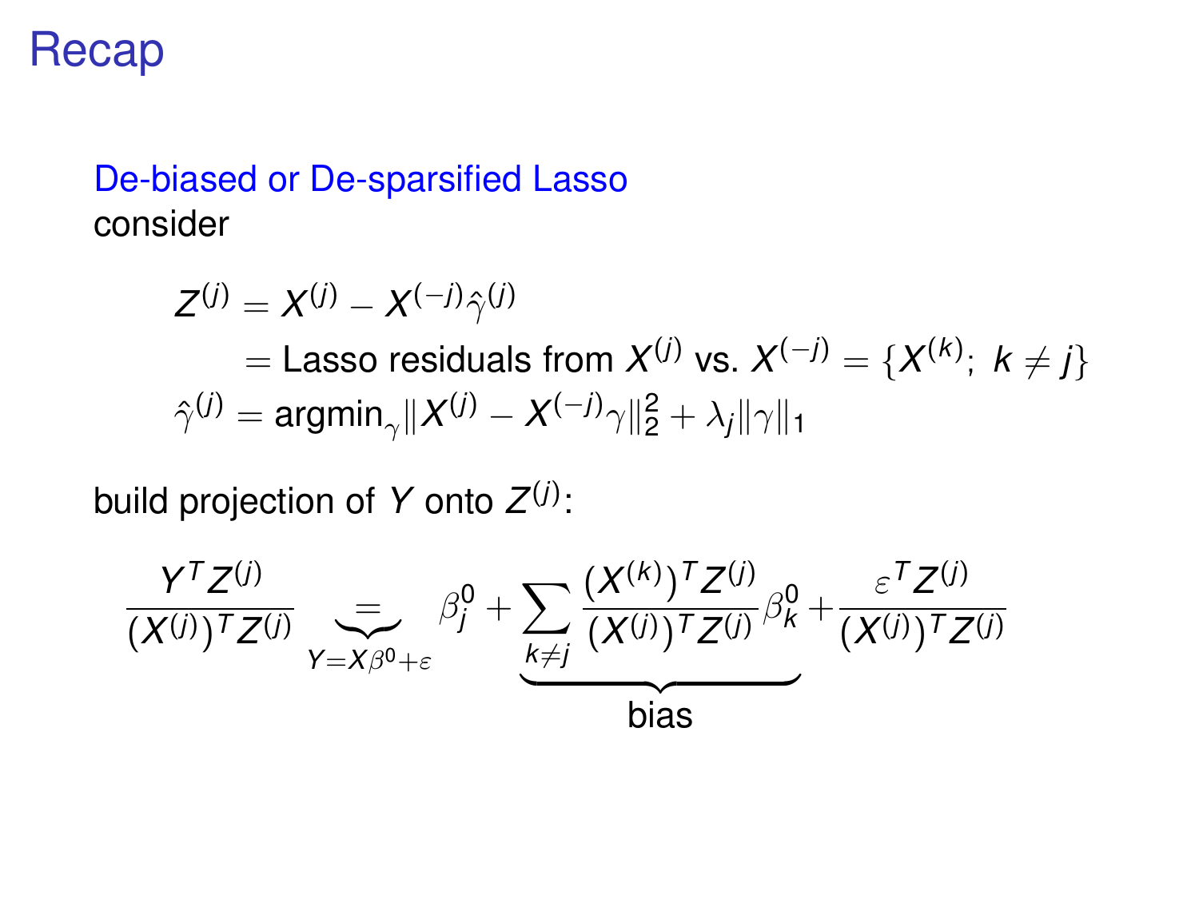# Recap

De-biased or De-sparsified Lasso

consider

$$
\begin{aligned}
Z^{(j)} &= X^{(j)} - X^{(-j)}\hat{\gamma}^{(j)} \\
&= \text{Lasso residuals from } X^{(j)} \text{ vs. } X^{(-j)} = \{X^{(k)};\ k \neq j\} \\
\hat{\gamma}^{(j)} &= \text{argmin}_{\gamma}\|X^{(j)} - X^{(-j)}\gamma\|_2^2 + \lambda_j\|\gamma\|_1
\end{aligned}
$$

build projection of $Y$ onto $Z^{(j)}$:

$$
\frac{Y^T Z^{(j)}}{(X^{(j)})^T Z^{(j)}} \underbrace{=}_{Y = X\beta^0 + \varepsilon} \beta_j^0 + \underbrace{\sum_{k \neq j} \frac{(X^{(k)})^T Z^{(j)}}{(X^{(j)})^T Z^{(j)}} \beta_k^0}_{\text{bias}} + \frac{\varepsilon^T Z^{(j)}}{(X^{(j)})^T Z^{(j)}}
$$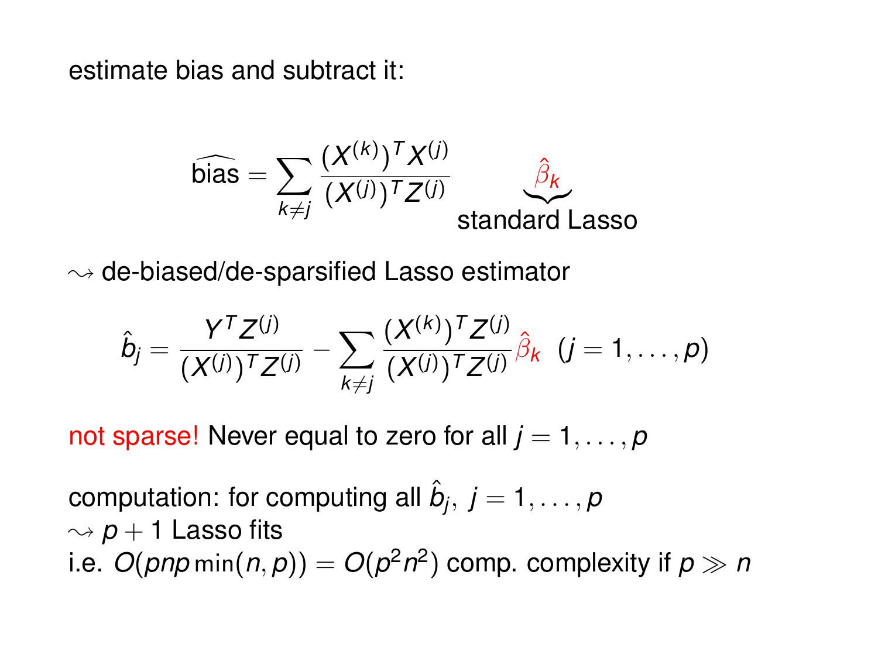estimate bias and subtract it:

$$\widehat{\text{bias}} = \sum_{k \neq j} \frac{(X^{(k)})^T X^{(j)}}{(X^{(j)})^T Z^{(j)}} \underbrace{\hat{\beta}_k}_{\text{standard Lasso}}$$

$\rightsquigarrow$ de-biased/de-sparsified Lasso estimator

$$\hat{b}_j = \frac{Y^T Z^{(j)}}{(X^{(j)})^T Z^{(j)}} - \sum_{k \neq j} \frac{(X^{(k)})^T Z^{(j)}}{(X^{(j)})^T Z^{(j)}} \hat{\beta}_k \;\; (j = 1, \ldots, p)$$

not sparse! Never equal to zero for all $j = 1, \ldots, p$

computation: for computing all $\hat{b}_j, \; j = 1, \ldots, p$
$\rightsquigarrow$ $p + 1$ Lasso fits
i.e. $O(pnp \min(n, p)) = O(p^2 n^2)$ comp. complexity if $p \gg n$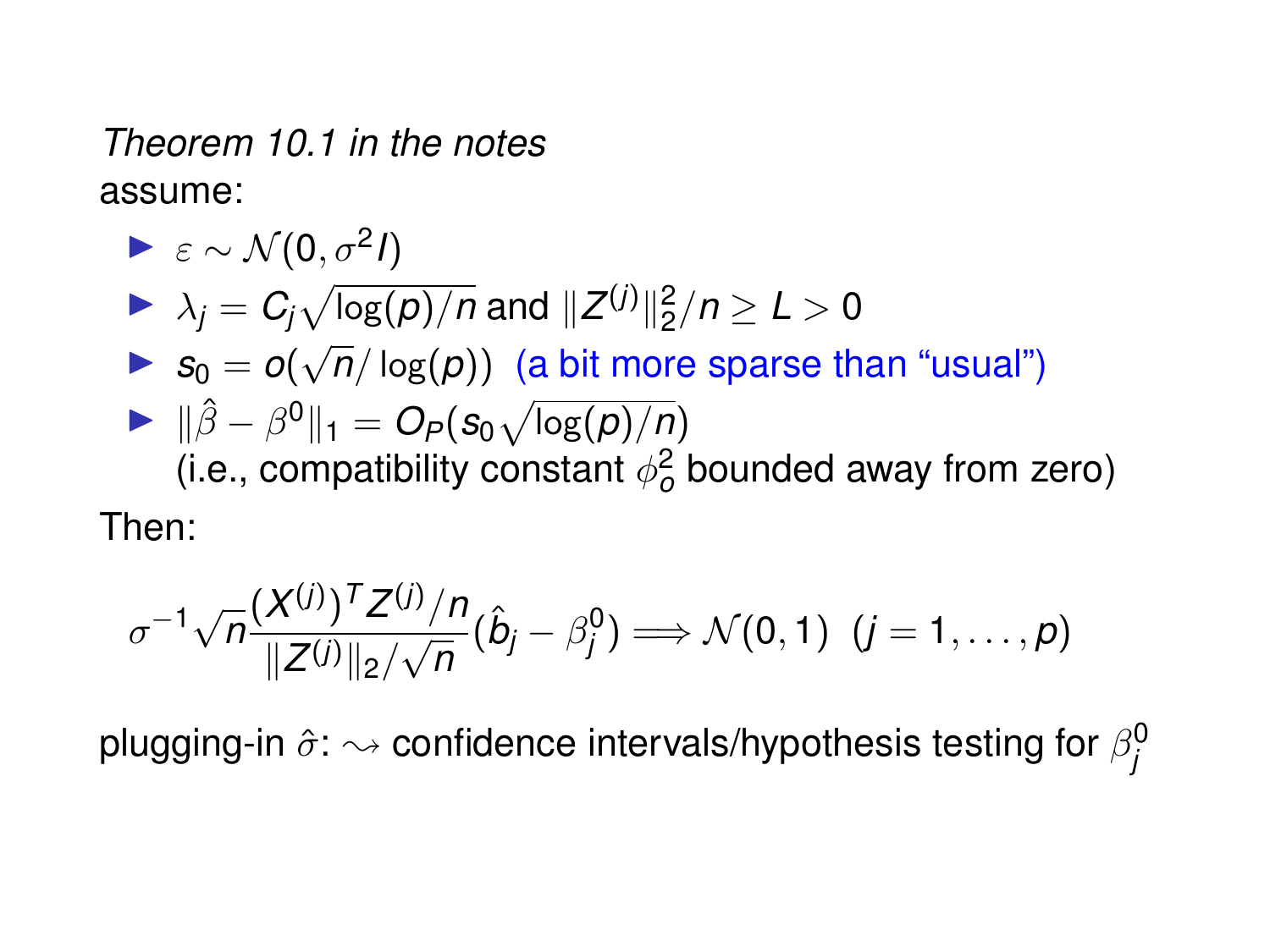*Theorem 10.1 in the notes*
assume:

- $\varepsilon \sim \mathcal{N}(0, \sigma^2 I)$
- $\lambda_j = C_j \sqrt{\log(p)/n}$ and $\|Z^{(j)}\|_2^2/n \geq L > 0$
- $s_0 = o(\sqrt{n}/\log(p))$ (a bit more sparse than "usual")
- $\|\hat{\beta} - \beta^0\|_1 = O_P(s_0 \sqrt{\log(p)/n})$
  (i.e., compatibility constant $\phi_o^2$ bounded away from zero)

Then:

$$\sigma^{-1} \sqrt{n} \frac{(X^{(j)})^T Z^{(j)}/n}{\|Z^{(j)}\|_2/\sqrt{n}} (\hat{b}_j - \beta_j^0) \Longrightarrow \mathcal{N}(0, 1) \ \ (j = 1, \ldots, p)$$

plugging-in $\hat{\sigma}$: $\rightsquigarrow$ confidence intervals/hypothesis testing for $\beta_j^0$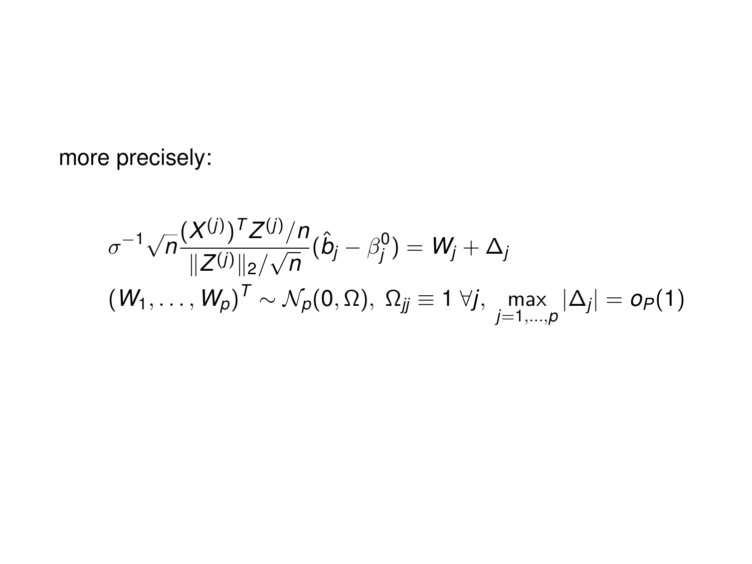more precisely:

$$\sigma^{-1}\sqrt{n}\frac{(X^{(j)})^T Z^{(j)}/n}{\|Z^{(j)}\|_2/\sqrt{n}}(\hat{b}_j - \beta_j^0) = W_j + \Delta_j$$

$$(W_1, \ldots, W_p)^T \sim \mathcal{N}_p(0, \Omega),\ \Omega_{jj} \equiv 1\ \forall j,\ \max_{j=1,\ldots,p} |\Delta_j| = o_P(1)$$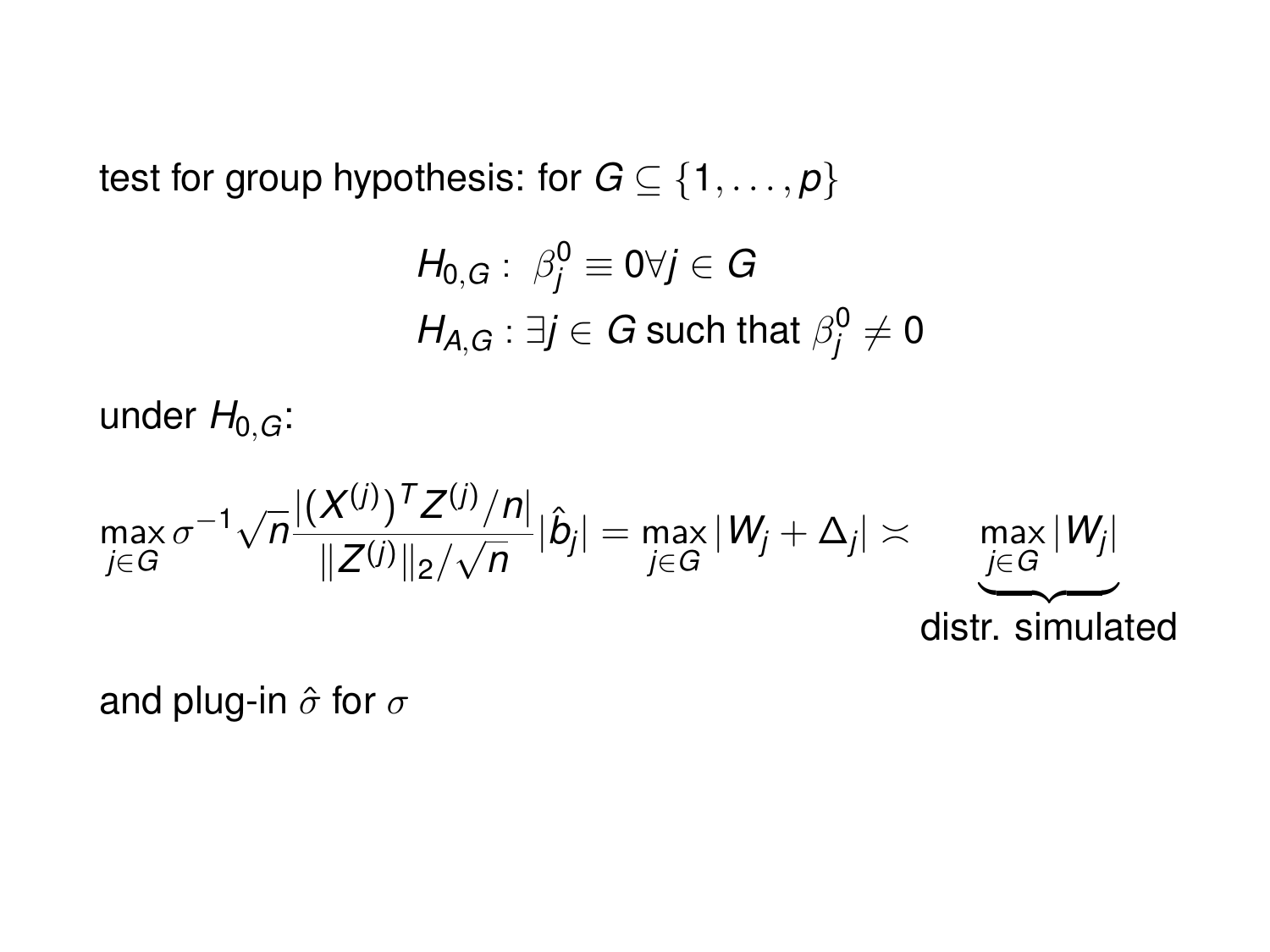test for group hypothesis: for $G \subseteq \{1, \ldots, p\}$

$$H_{0,G}: \ \beta_j^0 \equiv 0 \forall j \in G$$
$$H_{A,G}: \exists j \in G \text{ such that } \beta_j^0 \neq 0$$

under $H_{0,G}$:

$$\max_{j \in G} \sigma^{-1} \sqrt{n} \frac{|(X^{(j)})^T Z^{(j)}/n|}{\|Z^{(j)}\|_2/\sqrt{n}} |\hat{b}_j| = \max_{j \in G} |W_j + \Delta_j| \asymp \underbrace{\max_{j \in G} |W_j|}_{\text{distr. simulated}}$$

and plug-in $\hat{\sigma}$ for $\sigma$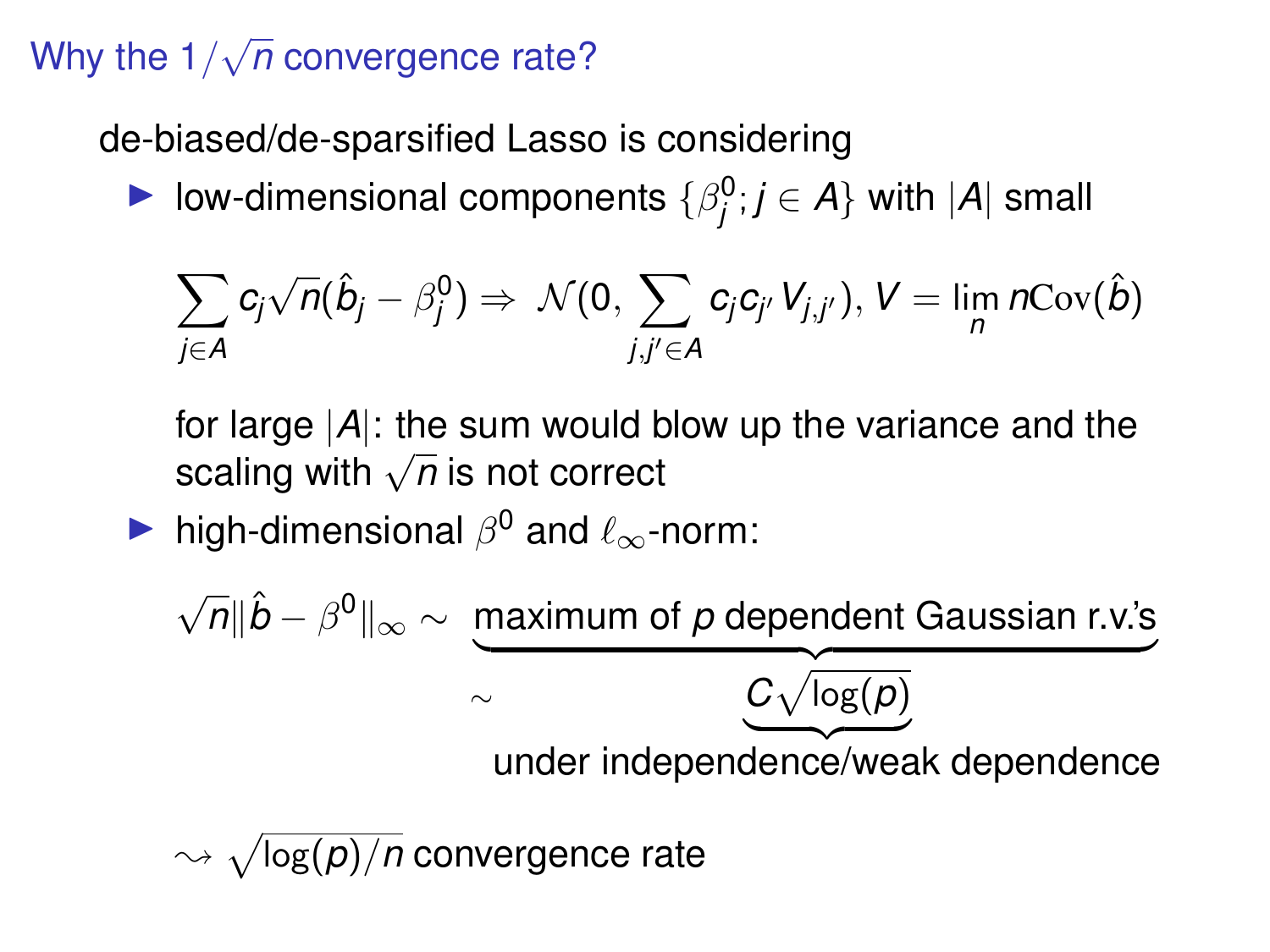# Why the $1/\sqrt{n}$ convergence rate?

de-biased/de-sparsified Lasso is considering

- low-dimensional components $\{\beta_j^0; j \in A\}$ with $|A|$ small

$$\sum_{j \in A} c_j \sqrt{n}(\hat{b}_j - \beta_j^0) \Rightarrow \mathcal{N}(0, \sum_{j,j' \in A} c_j c_{j'} V_{j,j'}), V = \lim_n n\mathrm{Cov}(\hat{b})$$

  for large $|A|$: the sum would blow up the variance and the scaling with $\sqrt{n}$ is not correct

- high-dimensional $\beta^0$ and $\ell_\infty$-norm:

$$\sqrt{n}\|\hat{b} - \beta^0\|_\infty \sim \underbrace{\text{maximum of } p \text{ dependent Gaussian r.v.'s}}_{\sim \qquad \underbrace{C\sqrt{\log(p)}}_{\text{under independence/weak dependence}}}$$

$\rightsquigarrow \sqrt{\log(p)/n}$ convergence rate